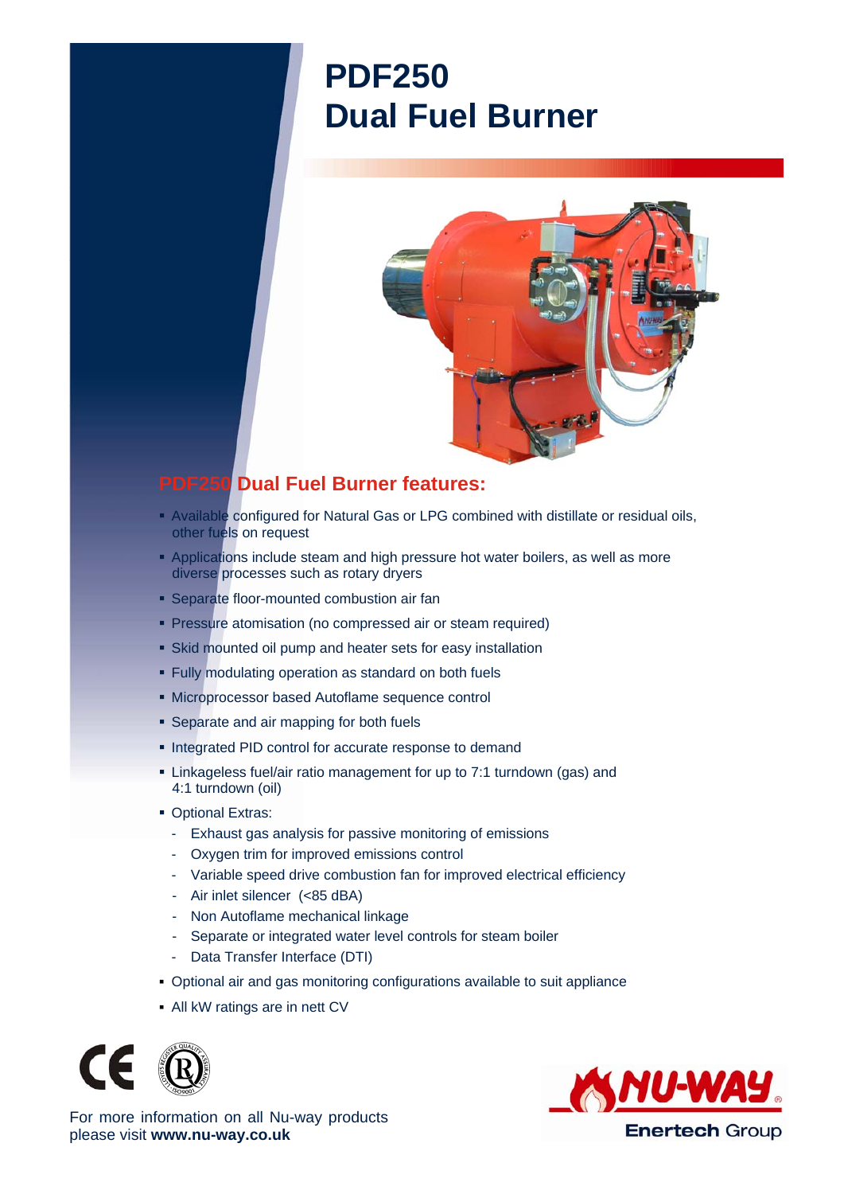# PDF250
# Dual Fuel Burner

## PDF250 Dual Fuel Burner features:

- Available configured for Natural Gas or LPG combined with distillate or residual oils, other fuels on request
- Applications include steam and high pressure hot water boilers, as well as more diverse processes such as rotary dryers
- Separate floor-mounted combustion air fan
- Pressure atomisation (no compressed air or steam required)
- Skid mounted oil pump and heater sets for easy installation
- Fully modulating operation as standard on both fuels
- Microprocessor based Autoflame sequence control
- Separate and air mapping for both fuels
- Integrated PID control for accurate response to demand
- Linkageless fuel/air ratio management for up to 7:1 turndown (gas) and 4:1 turndown (oil)
- Optional Extras:
  - Exhaust gas analysis for passive monitoring of emissions
  - Oxygen trim for improved emissions control
  - Variable speed drive combustion fan for improved electrical efficiency
  - Air inlet silencer (<85 dBA)
  - Non Autoflame mechanical linkage
  - Separate or integrated water level controls for steam boiler
  - Data Transfer Interface (DTI)
- Optional air and gas monitoring configurations available to suit appliance
- All kW ratings are in nett CV

For more information on all Nu-way products please visit **www.nu-way.co.uk**

NU-WAY®
Enertech Group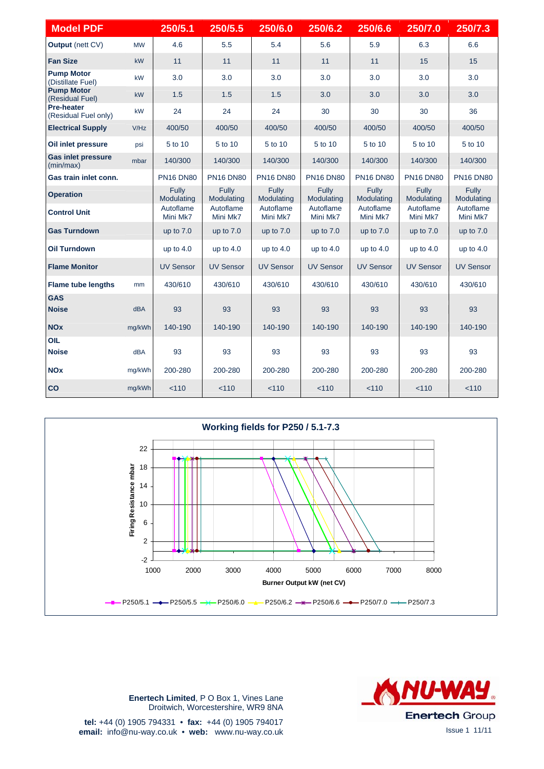| Model PDF | | 250/5.1 | 250/5.5 | 250/6.0 | 250/6.2 | 250/6.6 | 250/7.0 | 250/7.3 |
|---|---|---|---|---|---|---|---|---|
| **Output** (nett CV) | MW | 4.6 | 5.5 | 5.4 | 5.6 | 5.9 | 6.3 | 6.6 |
| **Fan Size** | kW | 11 | 11 | 11 | 11 | 11 | 15 | 15 |
| **Pump Motor** (Distillate Fuel) | kW | 3.0 | 3.0 | 3.0 | 3.0 | 3.0 | 3.0 | 3.0 |
| **Pump Motor** (Residual Fuel) | kW | 1.5 | 1.5 | 1.5 | 3.0 | 3.0 | 3.0 | 3.0 |
| **Pre-heater** (Residual Fuel only) | kW | 24 | 24 | 24 | 30 | 30 | 30 | 36 |
| **Electrical Supply** | V/Hz | 400/50 | 400/50 | 400/50 | 400/50 | 400/50 | 400/50 | 400/50 |
| **Oil inlet pressure** | psi | 5 to 10 | 5 to 10 | 5 to 10 | 5 to 10 | 5 to 10 | 5 to 10 | 5 to 10 |
| **Gas inlet pressure** (min/max) | mbar | 140/300 | 140/300 | 140/300 | 140/300 | 140/300 | 140/300 | 140/300 |
| **Gas train inlet conn.** | | PN16 DN80 | PN16 DN80 | PN16 DN80 | PN16 DN80 | PN16 DN80 | PN16 DN80 | PN16 DN80 |
| **Operation** | | Fully Modulating | Fully Modulating | Fully Modulating | Fully Modulating | Fully Modulating | Fully Modulating | Fully Modulating |
| **Control Unit** | | Autoflame Mini Mk7 | Autoflame Mini Mk7 | Autoflame Mini Mk7 | Autoflame Mini Mk7 | Autoflame Mini Mk7 | Autoflame Mini Mk7 | Autoflame Mini Mk7 |
| **Gas Turndown** | | up to 7.0 | up to 7.0 | up to 7.0 | up to 7.0 | up to 7.0 | up to 7.0 | up to 7.0 |
| **Oil Turndown** | | up to 4.0 | up to 4.0 | up to 4.0 | up to 4.0 | up to 4.0 | up to 4.0 | up to 4.0 |
| **Flame Monitor** | | UV Sensor | UV Sensor | UV Sensor | UV Sensor | UV Sensor | UV Sensor | UV Sensor |
| **Flame tube lengths** | mm | 430/610 | 430/610 | 430/610 | 430/610 | 430/610 | 430/610 | 430/610 |
| **GAS** | | | | | | | | |
| **Noise** | dBA | 93 | 93 | 93 | 93 | 93 | 93 | 93 |
| **NOx** | mg/kWh | 140-190 | 140-190 | 140-190 | 140-190 | 140-190 | 140-190 | 140-190 |
| **OIL** | | | | | | | | |
| **Noise** | dBA | 93 | 93 | 93 | 93 | 93 | 93 | 93 |
| **NOx** | mg/kWh | 200-280 | 200-280 | 200-280 | 200-280 | 200-280 | 200-280 | 200-280 |
| **CO** | mg/kWh | <110 | <110 | <110 | <110 | <110 | <110 | <110 |

**Working fields for P250 / 5.1-7.3**

Firing Resistance mbar

22
18
14
10
6
2
-2

1000 2000 3000 4000 5000 6000 7000 8000

Burner Output kW (net CV)

P250/5.1 P250/5.5 P250/6.0 P250/6.2 P250/6.6 P250/7.0 P250/7.3

**Enertech Limited**, P O Box 1, Vines Lane
Droitwich, Worcestershire, WR9 8NA

**tel:** +44 (0) 1905 794331 • **fax:** +44 (0) 1905 794017
**email:** info@nu-way.co.uk • **web:** www.nu-way.co.uk

NU-WAY®
Enertech Group

Issue 1 11/11